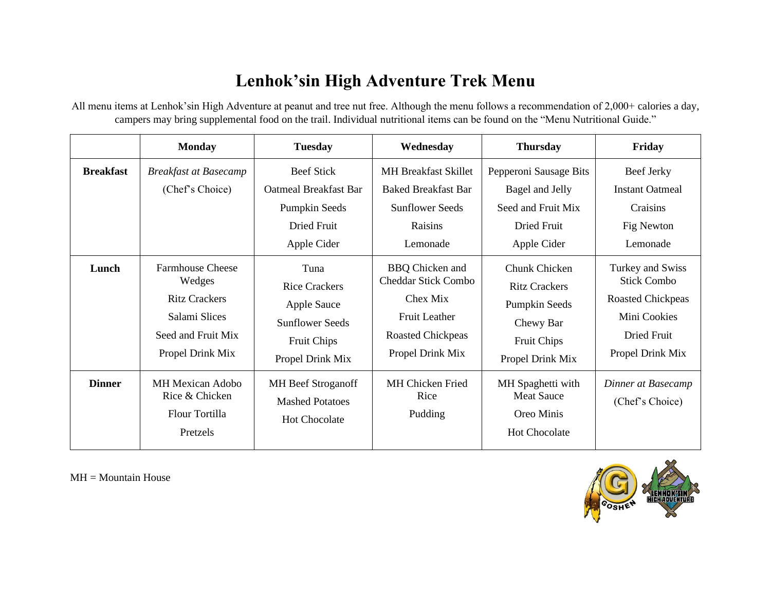# Lenhok'sin High Adventure Trek Menu

All menu items at Lenhok'sin High Adventure at peanut and tree nut free. Although the menu follows a recommendation of 2,000+ calories a day, campers may bring supplemental food on the trail. Individual nutritional items can be found on the "Menu Nutritional Guide."

| | Monday | Tuesday | Wednesday | Thursday | Friday |
|---|---|---|---|---|---|
| **Breakfast** | *Breakfast at Basecamp*<br>(Chef's Choice) | Beef Stick<br>Oatmeal Breakfast Bar<br>Pumpkin Seeds<br>Dried Fruit<br>Apple Cider | MH Breakfast Skillet<br>Baked Breakfast Bar<br>Sunflower Seeds<br>Raisins<br>Lemonade | Pepperoni Sausage Bits<br>Bagel and Jelly<br>Seed and Fruit Mix<br>Dried Fruit<br>Apple Cider | Beef Jerky<br>Instant Oatmeal<br>Craisins<br>Fig Newton<br>Lemonade |
| **Lunch** | Farmhouse Cheese Wedges<br>Ritz Crackers<br>Salami Slices<br>Seed and Fruit Mix<br>Propel Drink Mix | Tuna<br>Rice Crackers<br>Apple Sauce<br>Sunflower Seeds<br>Fruit Chips<br>Propel Drink Mix | BBQ Chicken and Cheddar Stick Combo<br>Chex Mix<br>Fruit Leather<br>Roasted Chickpeas<br>Propel Drink Mix | Chunk Chicken<br>Ritz Crackers<br>Pumpkin Seeds<br>Chewy Bar<br>Fruit Chips<br>Propel Drink Mix | Turkey and Swiss Stick Combo<br>Roasted Chickpeas<br>Mini Cookies<br>Dried Fruit<br>Propel Drink Mix |
| **Dinner** | MH Mexican Adobo Rice & Chicken<br>Flour Tortilla<br>Pretzels | MH Beef Stroganoff<br>Mashed Potatoes<br>Hot Chocolate | MH Chicken Fried Rice<br>Pudding | MH Spaghetti with Meat Sauce<br>Oreo Minis<br>Hot Chocolate | *Dinner at Basecamp*<br>(Chef's Choice) |

MH = Mountain House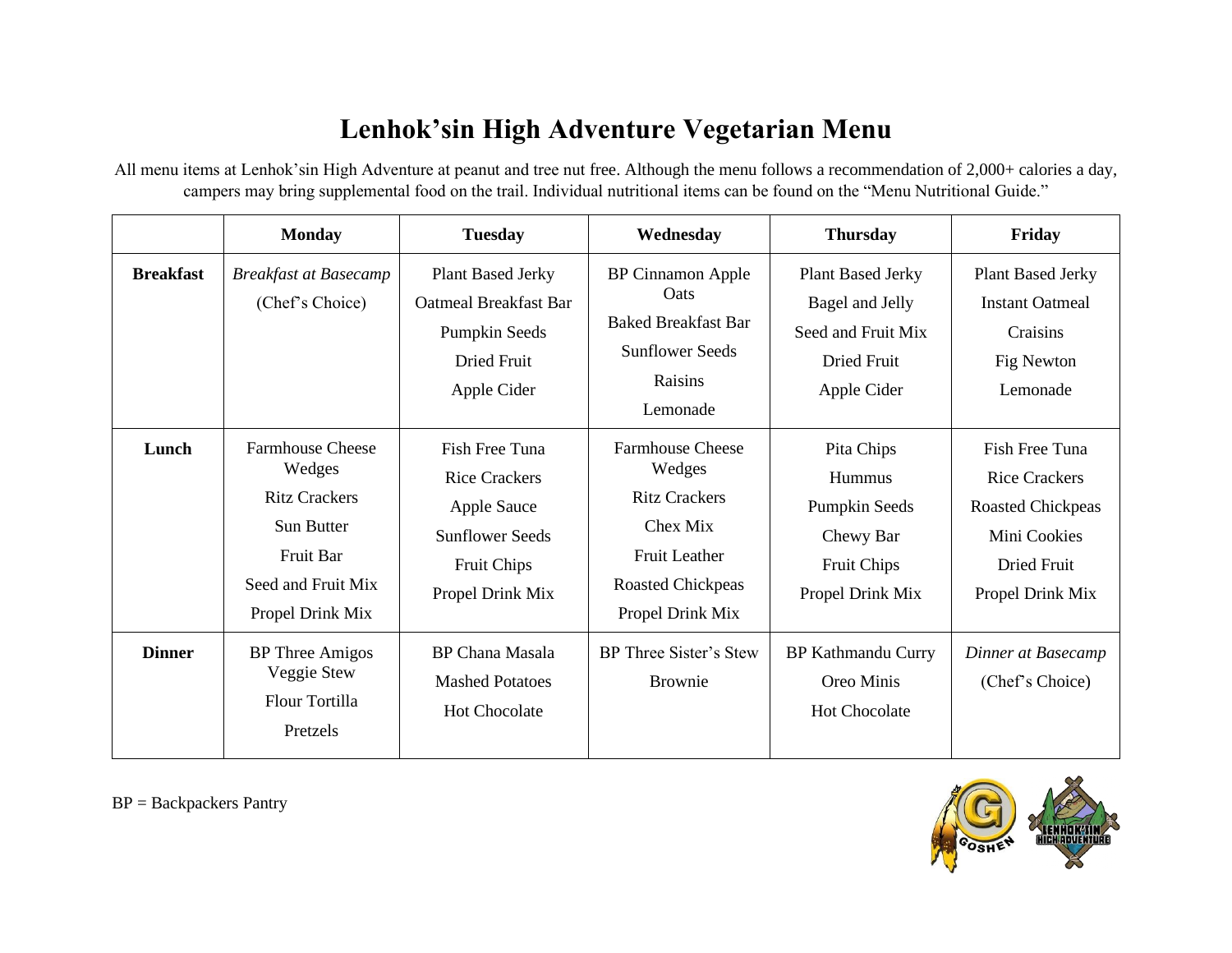# Lenhok'sin High Adventure Vegetarian Menu

All menu items at Lenhok'sin High Adventure at peanut and tree nut free. Although the menu follows a recommendation of 2,000+ calories a day, campers may bring supplemental food on the trail. Individual nutritional items can be found on the "Menu Nutritional Guide."

| | Monday | Tuesday | Wednesday | Thursday | Friday |
|---|---|---|---|---|---|
| **Breakfast** | *Breakfast at Basecamp*<br>(Chef's Choice) | Plant Based Jerky<br>Oatmeal Breakfast Bar<br>Pumpkin Seeds<br>Dried Fruit<br>Apple Cider | BP Cinnamon Apple Oats<br>Baked Breakfast Bar<br>Sunflower Seeds<br>Raisins<br>Lemonade | Plant Based Jerky<br>Bagel and Jelly<br>Seed and Fruit Mix<br>Dried Fruit<br>Apple Cider | Plant Based Jerky<br>Instant Oatmeal<br>Craisins<br>Fig Newton<br>Lemonade |
| **Lunch** | Farmhouse Cheese Wedges<br>Ritz Crackers<br>Sun Butter<br>Fruit Bar<br>Seed and Fruit Mix<br>Propel Drink Mix | Fish Free Tuna<br>Rice Crackers<br>Apple Sauce<br>Sunflower Seeds<br>Fruit Chips<br>Propel Drink Mix | Farmhouse Cheese Wedges<br>Ritz Crackers<br>Chex Mix<br>Fruit Leather<br>Roasted Chickpeas<br>Propel Drink Mix | Pita Chips<br>Hummus<br>Pumpkin Seeds<br>Chewy Bar<br>Fruit Chips<br>Propel Drink Mix | Fish Free Tuna<br>Rice Crackers<br>Roasted Chickpeas<br>Mini Cookies<br>Dried Fruit<br>Propel Drink Mix |
| **Dinner** | BP Three Amigos Veggie Stew<br>Flour Tortilla<br>Pretzels | BP Chana Masala<br>Mashed Potatoes<br>Hot Chocolate | BP Three Sister's Stew<br>Brownie | BP Kathmandu Curry<br>Oreo Minis<br>Hot Chocolate | *Dinner at Basecamp*<br>(Chef's Choice) |

BP = Backpackers Pantry